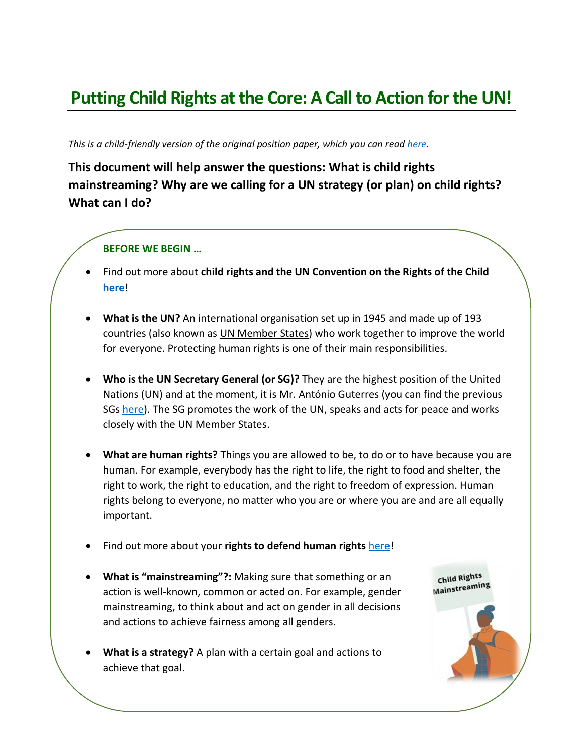# Putting Child Rights at the Core: A Call to Action for the UN!

*This is a child-friendly version of the original position paper, which you can read here.*

**This document will help answer the questions: What is child rights mainstreaming? Why are we calling for a UN strategy (or plan) on child rights? What can I do?**

**BEFORE WE BEGIN …**

- Find out more about **child rights and the UN Convention on the Rights of the Child here!**
- **What is the UN?** An international organisation set up in 1945 and made up of 193 countries (also known as UN Member States) who work together to improve the world for everyone. Protecting human rights is one of their main responsibilities.
- **Who is the UN Secretary General (or SG)?** They are the highest position of the United Nations (UN) and at the moment, it is Mr. António Guterres (you can find the previous SGs here). The SG promotes the work of the UN, speaks and acts for peace and works closely with the UN Member States.
- **What are human rights?** Things you are allowed to be, to do or to have because you are human. For example, everybody has the right to life, the right to food and shelter, the right to work, the right to education, and the right to freedom of expression. Human rights belong to everyone, no matter who you are or where you are and are all equally important.
- Find out more about your **rights to defend human rights** here!
- **What is "mainstreaming"?:** Making sure that something or an action is well-known, common or acted on. For example, gender mainstreaming, to think about and act on gender in all decisions and actions to achieve fairness among all genders.
- **What is a strategy?** A plan with a certain goal and actions to achieve that goal.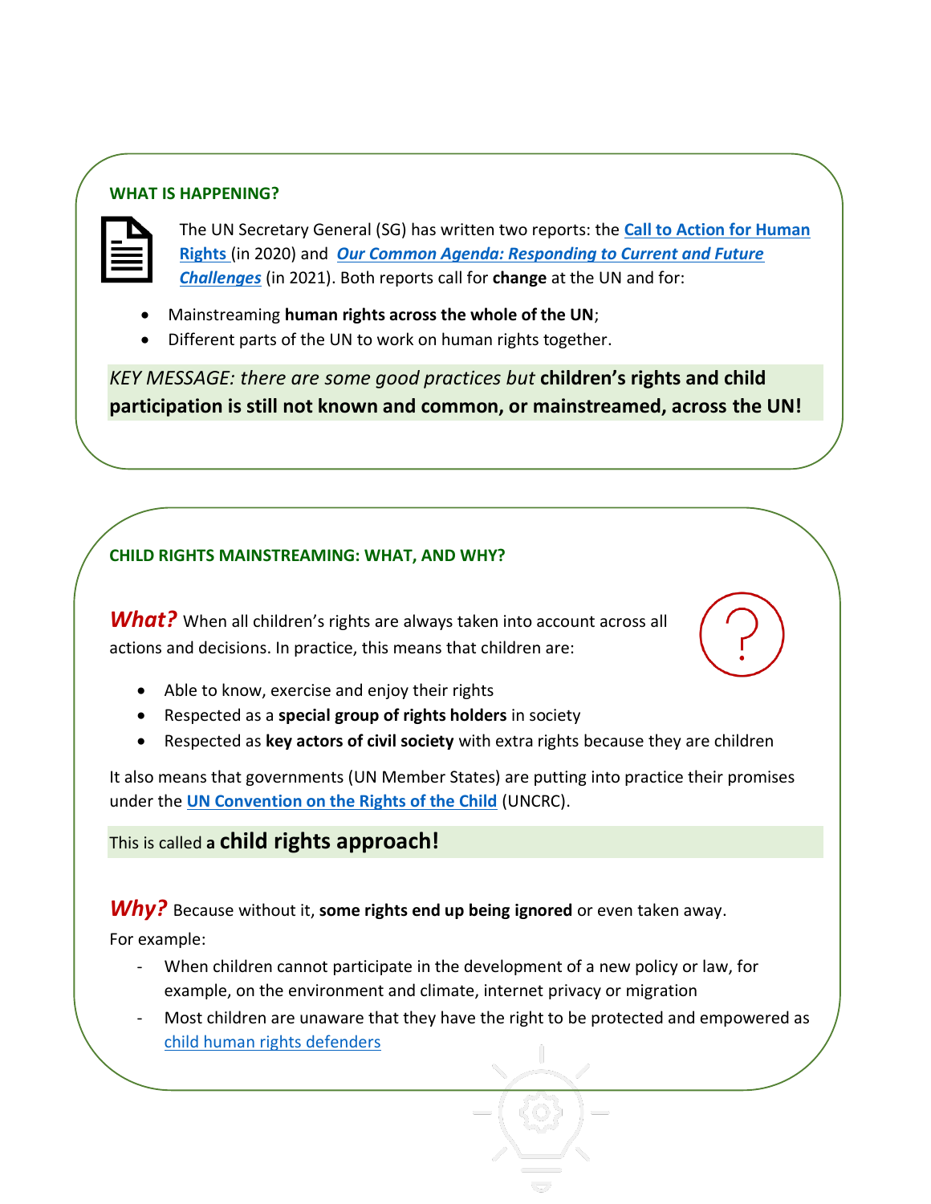## WHAT IS HAPPENING?

The UN Secretary General (SG) has written two reports: the **Call to Action for Human Rights** (in 2020) and ***Our Common Agenda: Responding to Current and Future Challenges*** (in 2021). Both reports call for **change** at the UN and for:

- Mainstreaming **human rights across the whole of the UN**;
- Different parts of the UN to work on human rights together.

*KEY MESSAGE: there are some good practices but* **children's rights and child participation is still not known and common, or mainstreamed, across the UN!**

## CHILD RIGHTS MAINSTREAMING: WHAT, AND WHY?

***What?*** When all children's rights are always taken into account across all actions and decisions. In practice, this means that children are:

- Able to know, exercise and enjoy their rights
- Respected as a **special group of rights holders** in society
- Respected as **key actors of civil society** with extra rights because they are children

It also means that governments (UN Member States) are putting into practice their promises under the **UN Convention on the Rights of the Child** (UNCRC).

This is called **a child rights approach!**

***Why?*** Because without it, **some rights end up being ignored** or even taken away.

For example:

- When children cannot participate in the development of a new policy or law, for example, on the environment and climate, internet privacy or migration
- Most children are unaware that they have the right to be protected and empowered as child human rights defenders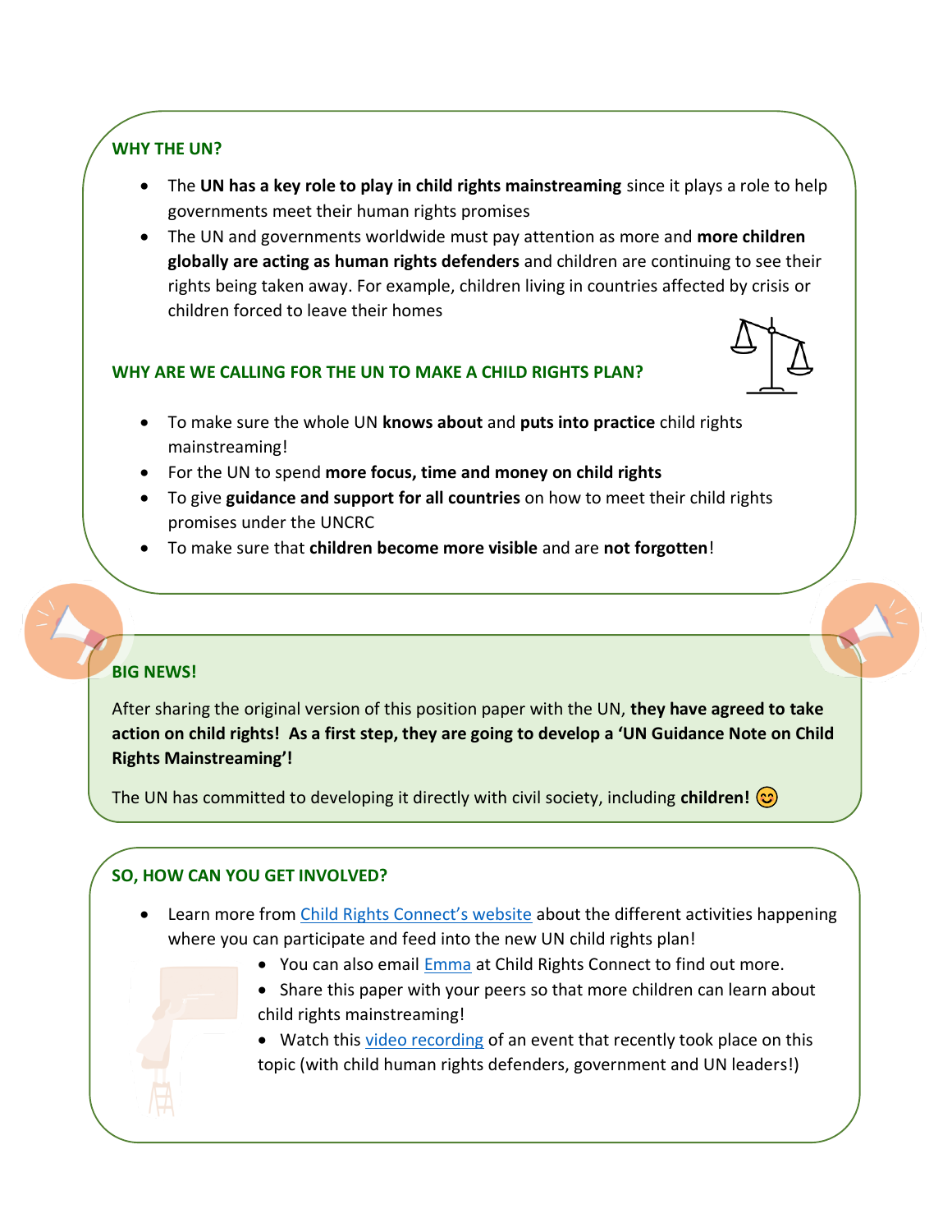## WHY THE UN?

- The **UN has a key role to play in child rights mainstreaming** since it plays a role to help governments meet their human rights promises
- The UN and governments worldwide must pay attention as more and **more children globally are acting as human rights defenders** and children are continuing to see their rights being taken away. For example, children living in countries affected by crisis or children forced to leave their homes

## WHY ARE WE CALLING FOR THE UN TO MAKE A CHILD RIGHTS PLAN?

- To make sure the whole UN **knows about** and **puts into practice** child rights mainstreaming!
- For the UN to spend **more focus, time and money on child rights**
- To give **guidance and support for all countries** on how to meet their child rights promises under the UNCRC
- To make sure that **children become more visible** and are **not forgotten**!

## BIG NEWS!

After sharing the original version of this position paper with the UN, **they have agreed to take action on child rights! As a first step, they are going to develop a 'UN Guidance Note on Child Rights Mainstreaming'!**

The UN has committed to developing it directly with civil society, including **children!** 😊

## SO, HOW CAN YOU GET INVOLVED?

- Learn more from Child Rights Connect's website about the different activities happening where you can participate and feed into the new UN child rights plan!
- You can also email Emma at Child Rights Connect to find out more.
- Share this paper with your peers so that more children can learn about child rights mainstreaming!
- Watch this video recording of an event that recently took place on this topic (with child human rights defenders, government and UN leaders!)